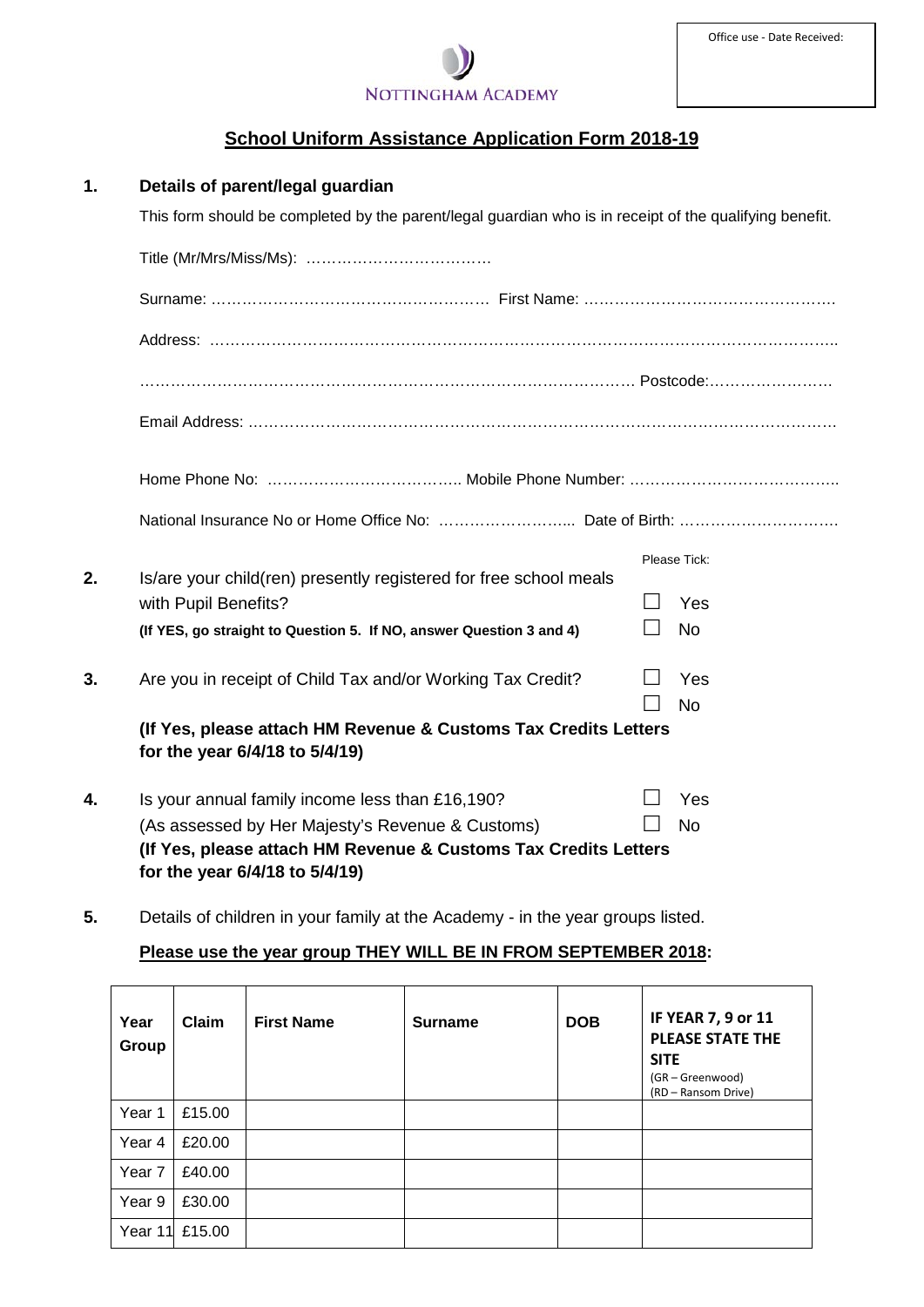NOTTINGHAM ACADEMY

Office use - Date Received:

# School Uniform Assistance Application Form 2018-19

**1. Details of parent/legal guardian**

This form should be completed by the parent/legal guardian who is in receipt of the qualifying benefit.

Title (Mr/Mrs/Miss/Ms): ………………………………

Surname: ……………………………………………… First Name: ……………………………………….

Address: ………………………………………………………………………………………………………..

…………………………………………………………………………………… Postcode:……………………

Email Address: ……………………………………………………………………………………………….

Home Phone No: ……………………………….. Mobile Phone Number: …………………………………..

National Insurance No or Home Office No: ……………………... Date of Birth: ………………………….

Please Tick:

**2.** Is/are your child(ren) presently registered for free school meals with Pupil Benefits? ☐ Yes ☐ No

**(If YES, go straight to Question 5. If NO, answer Question 3 and 4)**

**3.** Are you in receipt of Child Tax and/or Working Tax Credit? ☐ Yes ☐ No

**(If Yes, please attach HM Revenue & Customs Tax Credits Letters for the year 6/4/18 to 5/4/19)**

**4.** Is your annual family income less than £16,190? ☐ Yes ☐ No

(As assessed by Her Majesty's Revenue & Customs)

**(If Yes, please attach HM Revenue & Customs Tax Credits Letters for the year 6/4/18 to 5/4/19)**

**5.** Details of children in your family at the Academy - in the year groups listed.

**Please use the year group THEY WILL BE IN FROM SEPTEMBER 2018:**

| Year Group | Claim | First Name | Surname | DOB | IF YEAR 7, 9 or 11 PLEASE STATE THE SITE (GR – Greenwood) (RD – Ransom Drive) |
|---|---|---|---|---|---|
| Year 1 | £15.00 | | | | |
| Year 4 | £20.00 | | | | |
| Year 7 | £40.00 | | | | |
| Year 9 | £30.00 | | | | |
| Year 11 | £15.00 | | | | |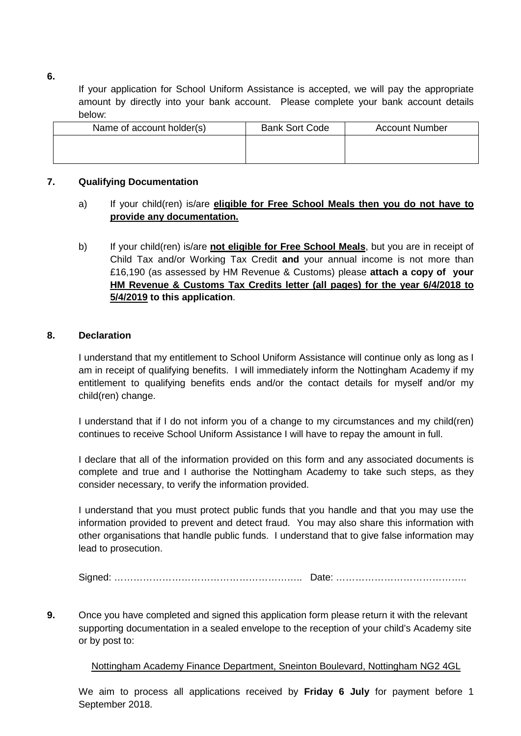**6.**

If your application for School Uniform Assistance is accepted, we will pay the appropriate amount by directly into your bank account. Please complete your bank account details below:

| Name of account holder(s) | Bank Sort Code | Account Number |
|---|---|---|
| | | |

**7. Qualifying Documentation**

a) If your child(ren) is/are **eligible for Free School Meals then you do not have to provide any documentation.**

b) If your child(ren) is/are **not eligible for Free School Meals**, but you are in receipt of Child Tax and/or Working Tax Credit **and** your annual income is not more than £16,190 (as assessed by HM Revenue & Customs) please **attach a copy of your HM Revenue & Customs Tax Credits letter (all pages) for the year 6/4/2018 to 5/4/2019 to this application**.

**8. Declaration**

I understand that my entitlement to School Uniform Assistance will continue only as long as I am in receipt of qualifying benefits. I will immediately inform the Nottingham Academy if my entitlement to qualifying benefits ends and/or the contact details for myself and/or my child(ren) change.

I understand that if I do not inform you of a change to my circumstances and my child(ren) continues to receive School Uniform Assistance I will have to repay the amount in full.

I declare that all of the information provided on this form and any associated documents is complete and true and I authorise the Nottingham Academy to take such steps, as they consider necessary, to verify the information provided.

I understand that you must protect public funds that you handle and that you may use the information provided to prevent and detect fraud. You may also share this information with other organisations that handle public funds. I understand that to give false information may lead to prosecution.

Signed: ………………………………………………….. Date: …………………………………..

**9.** Once you have completed and signed this application form please return it with the relevant supporting documentation in a sealed envelope to the reception of your child's Academy site or by post to:

Nottingham Academy Finance Department, Sneinton Boulevard, Nottingham NG2 4GL

We aim to process all applications received by **Friday 6 July** for payment before 1 September 2018.